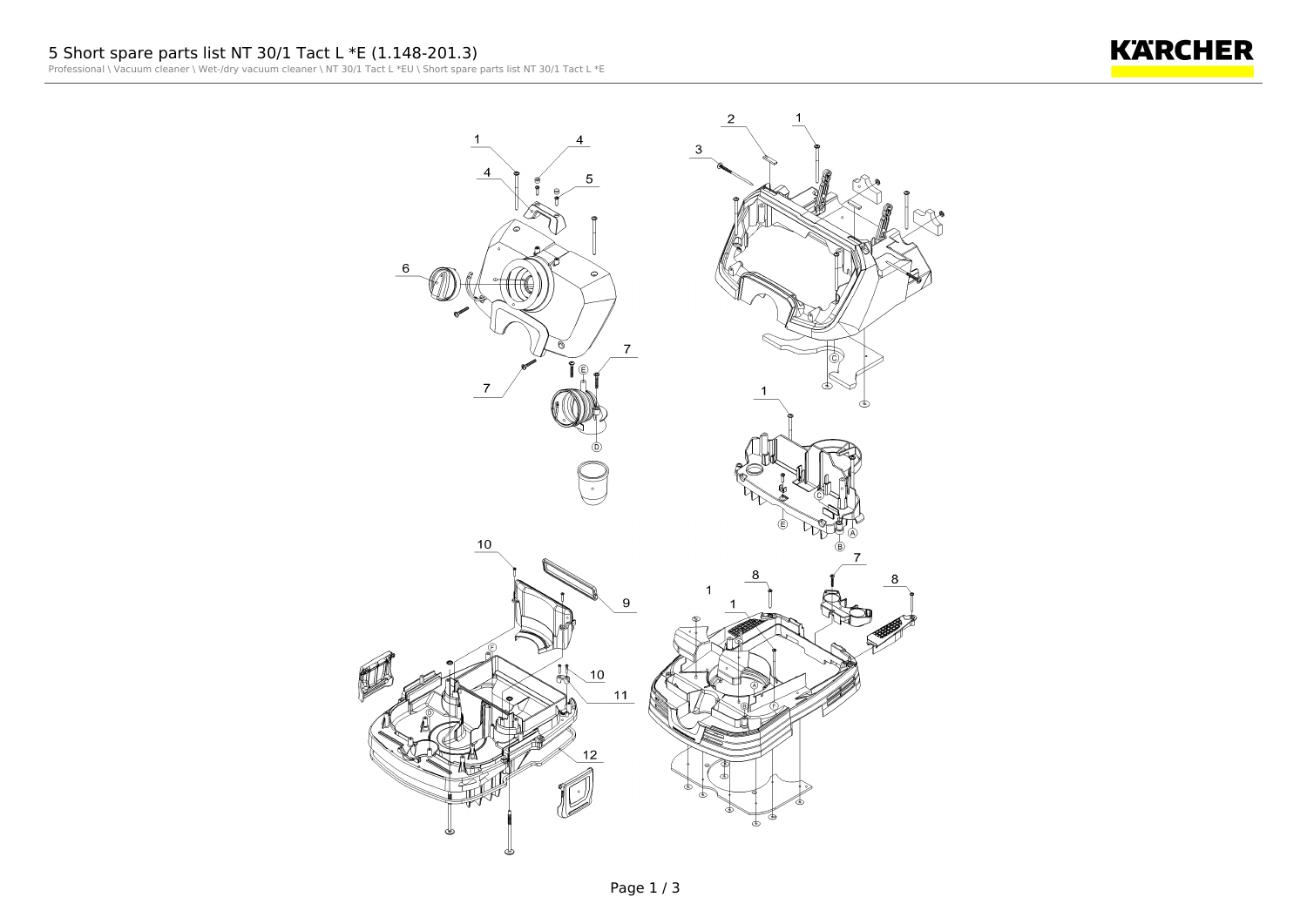# 5 Short spare parts list NT 30/1 Tact L *E (1.148-201.3)

Professional \ Vacuum cleaner \ Wet-/dry vacuum cleaner \ NT 30/1 Tact L *EU \ Short spare parts list NT 30/1 Tact L *E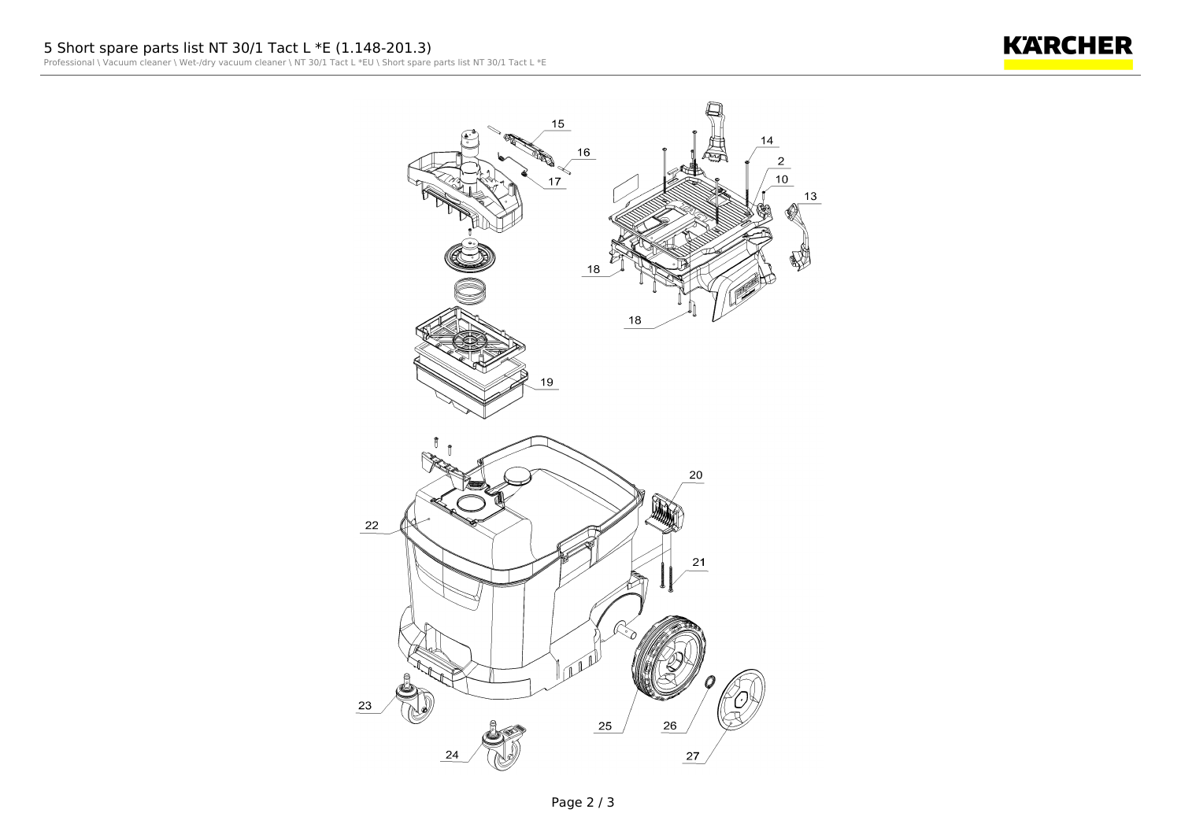# 5 Short spare parts list NT 30/1 Tact L *E (1.148-201.3)

Professional \ Vacuum cleaner \ Wet-/dry vacuum cleaner \ NT 30/1 Tact L *EU \ Short spare parts list NT 30/1 Tact L *E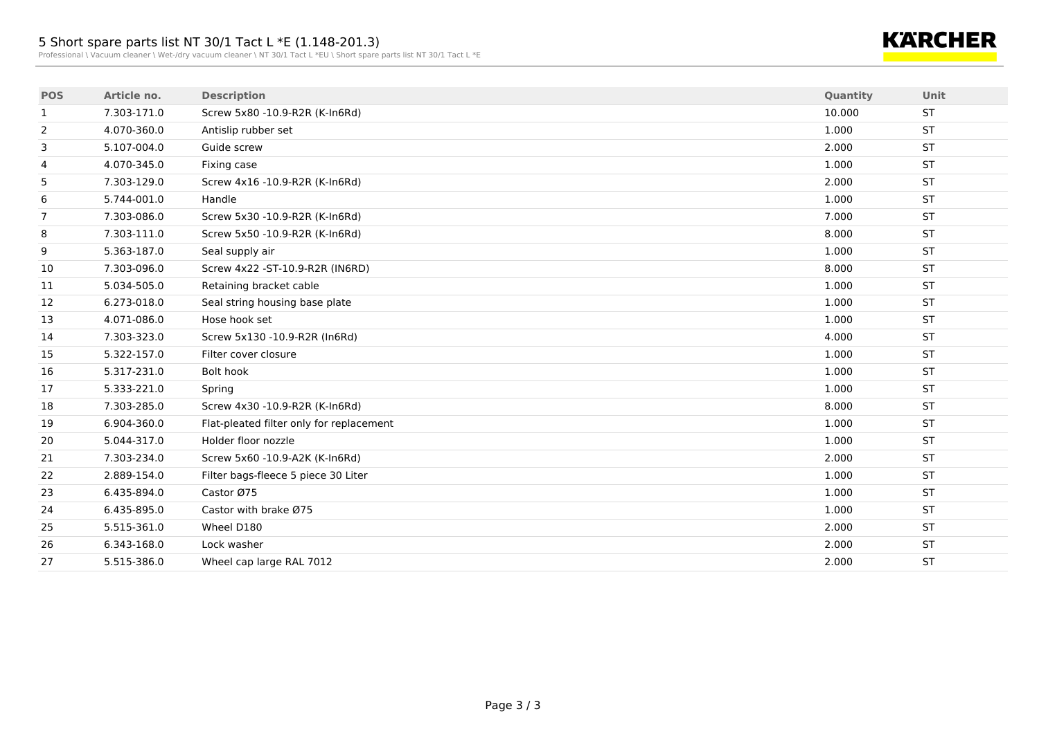# 5 Short spare parts list NT 30/1 Tact L *E (1.148-201.3)

Professional \ Vacuum cleaner \ Wet-/dry vacuum cleaner \ NT 30/1 Tact L *EU \ Short spare parts list NT 30/1 Tact L *E

| POS | Article no. | Description | Quantity | Unit |
|---|---|---|---|---|
| 1 | 7.303-171.0 | Screw 5x80 -10.9-R2R (K-In6Rd) | 10.000 | ST |
| 2 | 4.070-360.0 | Antislip rubber set | 1.000 | ST |
| 3 | 5.107-004.0 | Guide screw | 2.000 | ST |
| 4 | 4.070-345.0 | Fixing case | 1.000 | ST |
| 5 | 7.303-129.0 | Screw 4x16 -10.9-R2R (K-In6Rd) | 2.000 | ST |
| 6 | 5.744-001.0 | Handle | 1.000 | ST |
| 7 | 7.303-086.0 | Screw 5x30 -10.9-R2R (K-In6Rd) | 7.000 | ST |
| 8 | 7.303-111.0 | Screw 5x50 -10.9-R2R (K-In6Rd) | 8.000 | ST |
| 9 | 5.363-187.0 | Seal supply air | 1.000 | ST |
| 10 | 7.303-096.0 | Screw 4x22 -ST-10.9-R2R (IN6RD) | 8.000 | ST |
| 11 | 5.034-505.0 | Retaining bracket cable | 1.000 | ST |
| 12 | 6.273-018.0 | Seal string housing base plate | 1.000 | ST |
| 13 | 4.071-086.0 | Hose hook set | 1.000 | ST |
| 14 | 7.303-323.0 | Screw 5x130 -10.9-R2R (In6Rd) | 4.000 | ST |
| 15 | 5.322-157.0 | Filter cover closure | 1.000 | ST |
| 16 | 5.317-231.0 | Bolt hook | 1.000 | ST |
| 17 | 5.333-221.0 | Spring | 1.000 | ST |
| 18 | 7.303-285.0 | Screw 4x30 -10.9-R2R (K-In6Rd) | 8.000 | ST |
| 19 | 6.904-360.0 | Flat-pleated filter only for replacement | 1.000 | ST |
| 20 | 5.044-317.0 | Holder floor nozzle | 1.000 | ST |
| 21 | 7.303-234.0 | Screw 5x60 -10.9-A2K (K-In6Rd) | 2.000 | ST |
| 22 | 2.889-154.0 | Filter bags-fleece 5 piece 30 Liter | 1.000 | ST |
| 23 | 6.435-894.0 | Castor Ø75 | 1.000 | ST |
| 24 | 6.435-895.0 | Castor with brake Ø75 | 1.000 | ST |
| 25 | 5.515-361.0 | Wheel D180 | 2.000 | ST |
| 26 | 6.343-168.0 | Lock washer | 2.000 | ST |
| 27 | 5.515-386.0 | Wheel cap large RAL 7012 | 2.000 | ST |